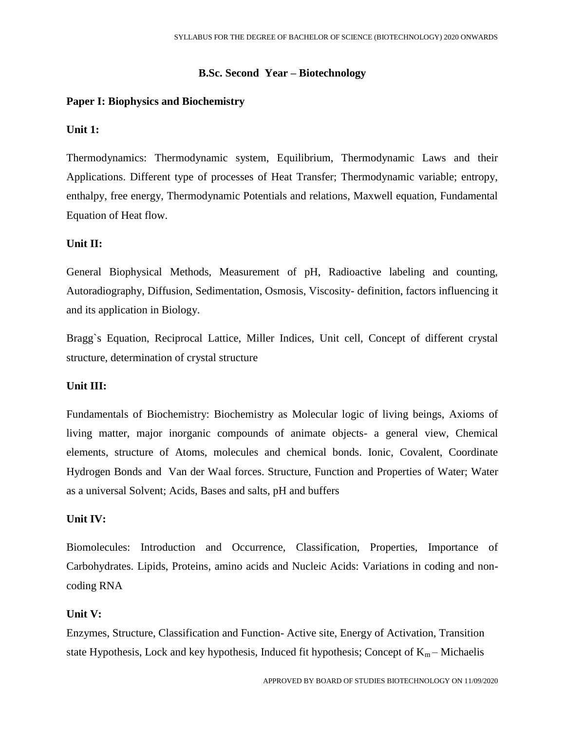## B.Sc. Second Year – Biotechnology

### Paper I: Biophysics and Biochemistry

**Unit 1:**

Thermodynamics: Thermodynamic system, Equilibrium, Thermodynamic Laws and their Applications. Different type of processes of Heat Transfer; Thermodynamic variable; entropy, enthalpy, free energy, Thermodynamic Potentials and relations, Maxwell equation, Fundamental Equation of Heat flow.

**Unit II:**

General Biophysical Methods, Measurement of pH, Radioactive labeling and counting, Autoradiography, Diffusion, Sedimentation, Osmosis, Viscosity- definition, factors influencing it and its application in Biology.

Bragg`s Equation, Reciprocal Lattice, Miller Indices, Unit cell, Concept of different crystal structure, determination of crystal structure

**Unit III:**

Fundamentals of Biochemistry: Biochemistry as Molecular logic of living beings, Axioms of living matter, major inorganic compounds of animate objects- a general view, Chemical elements, structure of Atoms, molecules and chemical bonds. Ionic, Covalent, Coordinate Hydrogen Bonds and Van der Waal forces. Structure, Function and Properties of Water; Water as a universal Solvent; Acids, Bases and salts, pH and buffers

**Unit IV:**

Biomolecules: Introduction and Occurrence, Classification, Properties, Importance of Carbohydrates. Lipids, Proteins, amino acids and Nucleic Acids: Variations in coding and non-coding RNA

**Unit V:**

Enzymes, Structure, Classification and Function- Active site, Energy of Activation, Transition state Hypothesis, Lock and key hypothesis, Induced fit hypothesis; Concept of $K_m$ – Michaelis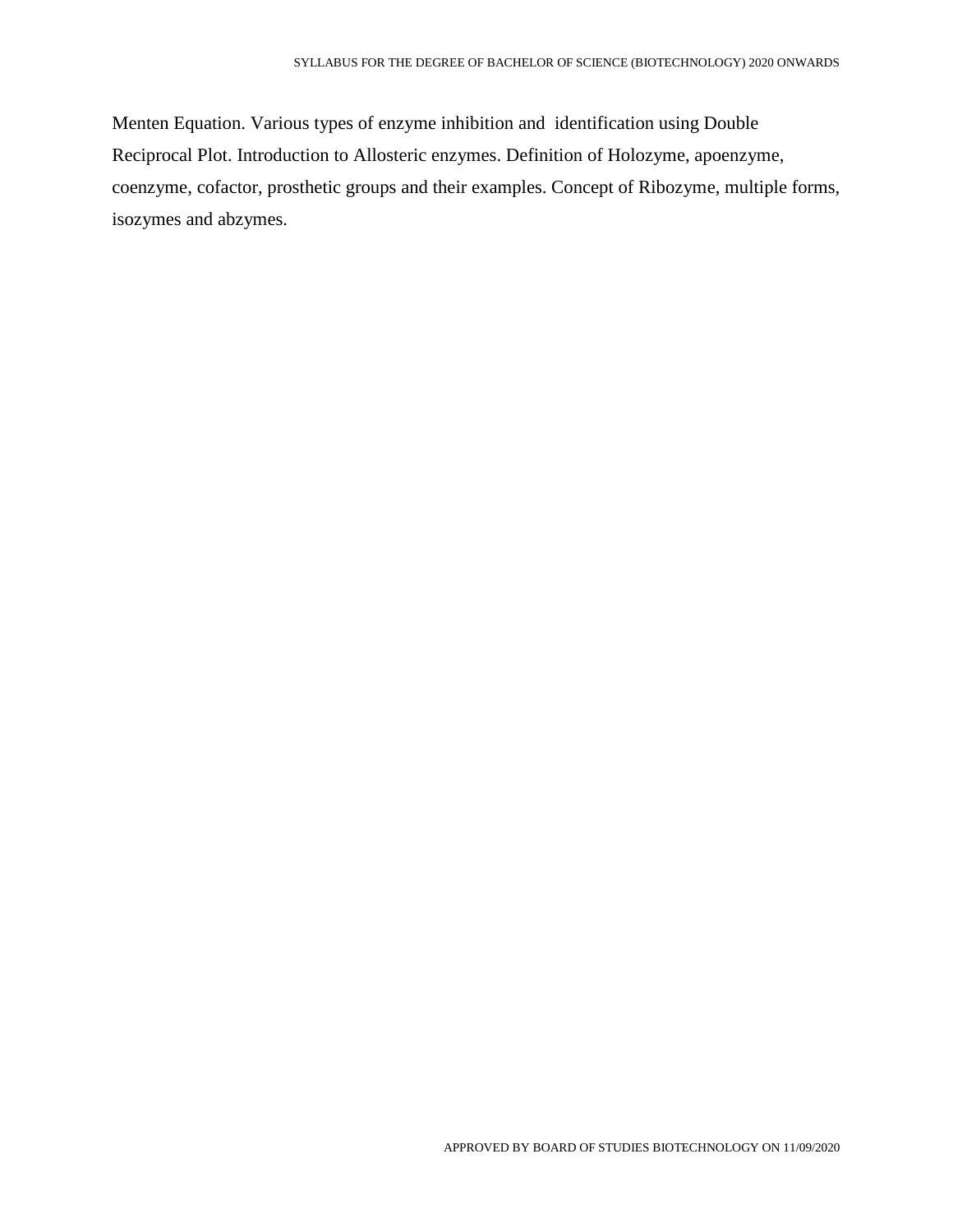Menten Equation. Various types of enzyme inhibition and identification using Double Reciprocal Plot. Introduction to Allosteric enzymes. Definition of Holozyme, apoenzyme, coenzyme, cofactor, prosthetic groups and their examples. Concept of Ribozyme, multiple forms, isozymes and abzymes.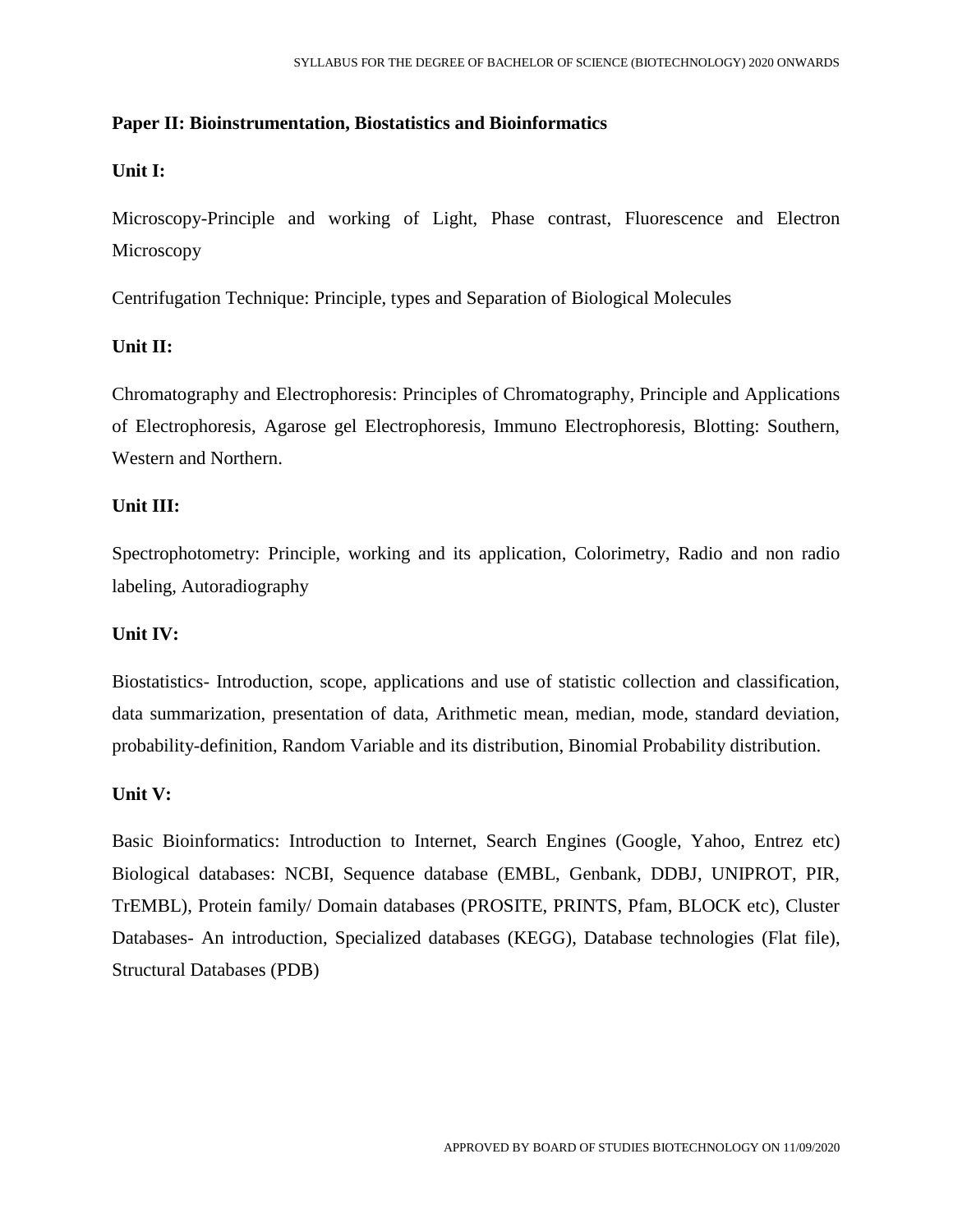## Paper II: Bioinstrumentation, Biostatistics and Bioinformatics

### Unit I:

Microscopy-Principle and working of Light, Phase contrast, Fluorescence and Electron Microscopy

Centrifugation Technique: Principle, types and Separation of Biological Molecules

### Unit II:

Chromatography and Electrophoresis: Principles of Chromatography, Principle and Applications of Electrophoresis, Agarose gel Electrophoresis, Immuno Electrophoresis, Blotting: Southern, Western and Northern.

### Unit III:

Spectrophotometry: Principle, working and its application, Colorimetry, Radio and non radio labeling, Autoradiography

### Unit IV:

Biostatistics- Introduction, scope, applications and use of statistic collection and classification, data summarization, presentation of data, Arithmetic mean, median, mode, standard deviation, probability-definition, Random Variable and its distribution, Binomial Probability distribution.

### Unit V:

Basic Bioinformatics: Introduction to Internet, Search Engines (Google, Yahoo, Entrez etc) Biological databases: NCBI, Sequence database (EMBL, Genbank, DDBJ, UNIPROT, PIR, TrEMBL), Protein family/ Domain databases (PROSITE, PRINTS, Pfam, BLOCK etc), Cluster Databases- An introduction, Specialized databases (KEGG), Database technologies (Flat file), Structural Databases (PDB)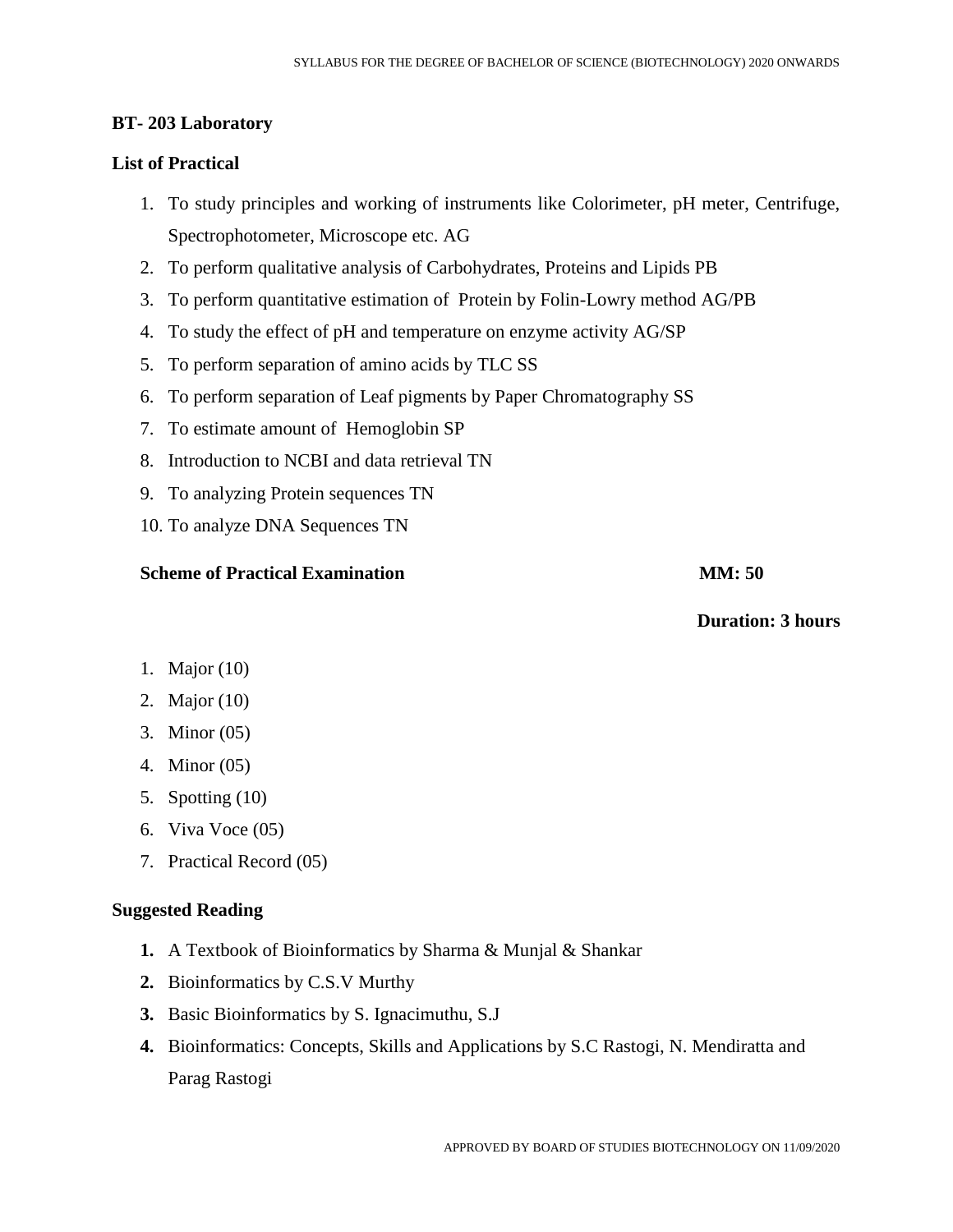**BT- 203 Laboratory**

**List of Practical**

1. To study principles and working of instruments like Colorimeter, pH meter, Centrifuge, Spectrophotometer, Microscope etc. AG
2. To perform qualitative analysis of Carbohydrates, Proteins and Lipids PB
3. To perform quantitative estimation of Protein by Folin-Lowry method AG/PB
4. To study the effect of pH and temperature on enzyme activity AG/SP
5. To perform separation of amino acids by TLC SS
6. To perform separation of Leaf pigments by Paper Chromatography SS
7. To estimate amount of Hemoglobin SP
8. Introduction to NCBI and data retrieval TN
9. To analyzing Protein sequences TN
10. To analyze DNA Sequences TN

**Scheme of Practical Examination** **MM: 50**

**Duration: 3 hours**

1. Major (10)
2. Major (10)
3. Minor (05)
4. Minor (05)
5. Spotting (10)
6. Viva Voce (05)
7. Practical Record (05)

**Suggested Reading**

1. A Textbook of Bioinformatics by Sharma & Munjal & Shankar
2. Bioinformatics by C.S.V Murthy
3. Basic Bioinformatics by S. Ignacimuthu, S.J
4. Bioinformatics: Concepts, Skills and Applications by S.C Rastogi, N. Mendiratta and Parag Rastogi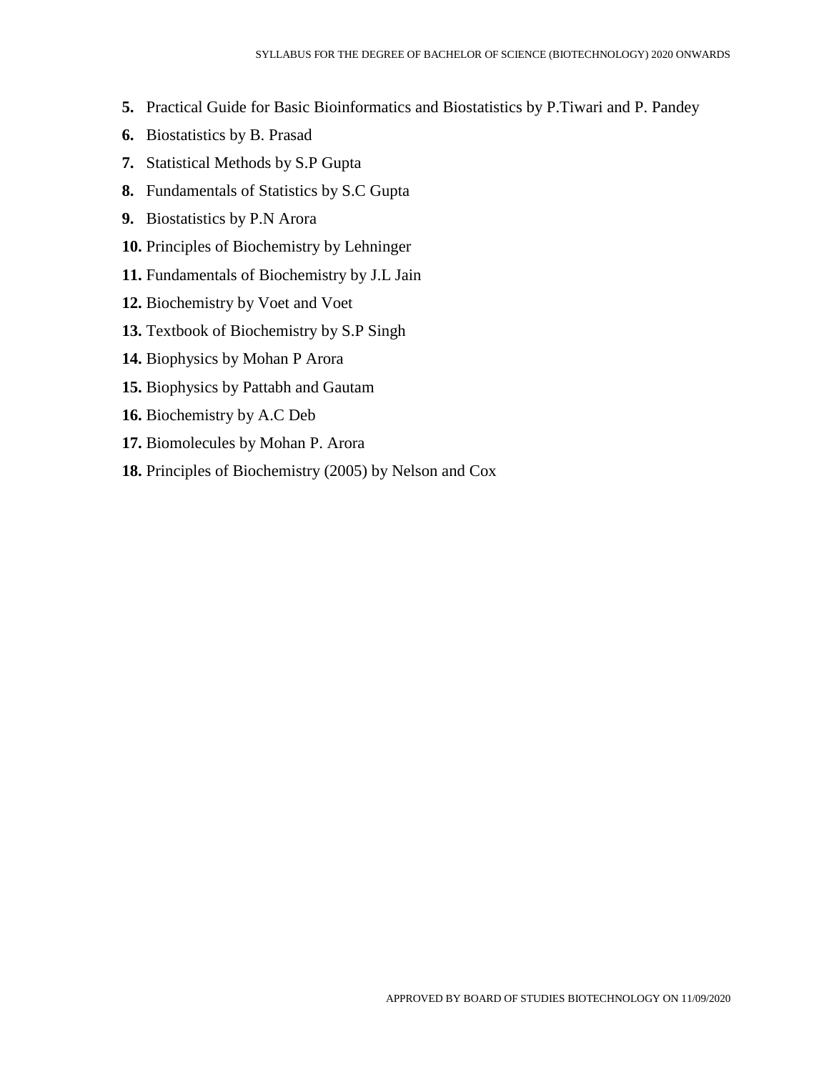5. Practical Guide for Basic Bioinformatics and Biostatistics by P.Tiwari and P. Pandey
6. Biostatistics by B. Prasad
7. Statistical Methods by S.P Gupta
8. Fundamentals of Statistics by S.C Gupta
9. Biostatistics by P.N Arora
10. Principles of Biochemistry by Lehninger
11. Fundamentals of Biochemistry by J.L Jain
12. Biochemistry by Voet and Voet
13. Textbook of Biochemistry by S.P Singh
14. Biophysics by Mohan P Arora
15. Biophysics by Pattabh and Gautam
16. Biochemistry by A.C Deb
17. Biomolecules by Mohan P. Arora
18. Principles of Biochemistry (2005) by Nelson and Cox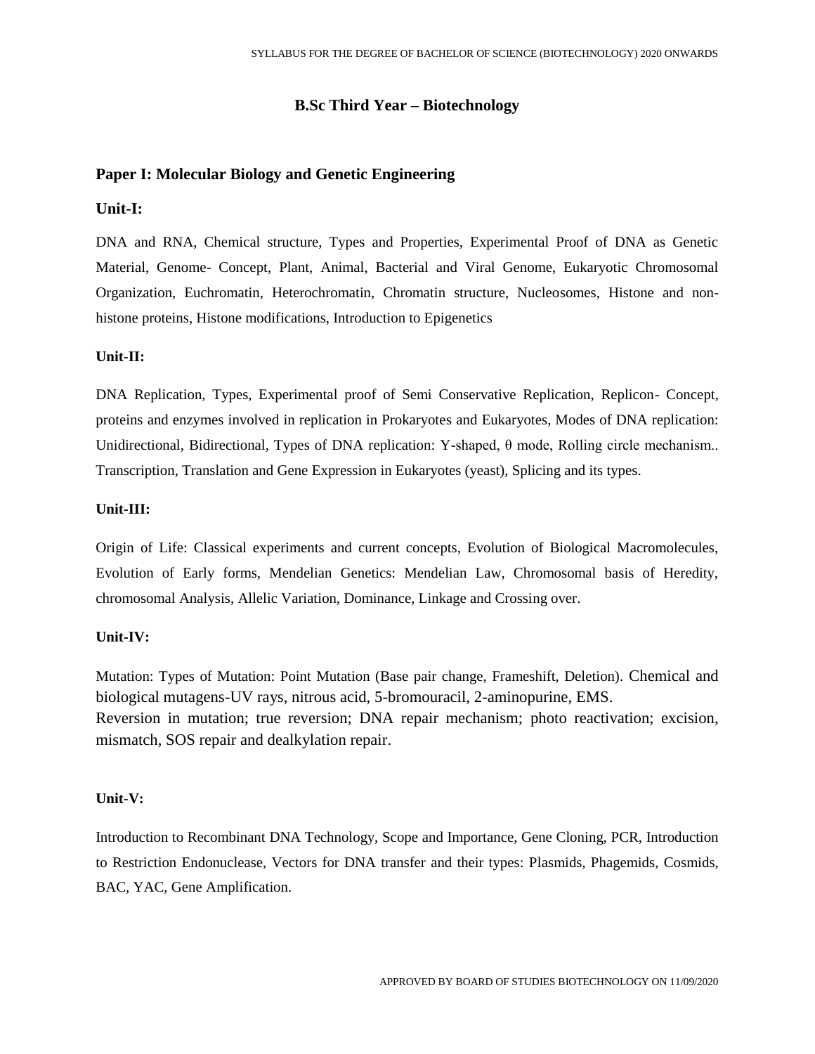## B.Sc Third Year – Biotechnology

### Paper I: Molecular Biology and Genetic Engineering

**Unit-I:**

DNA and RNA, Chemical structure, Types and Properties, Experimental Proof of DNA as Genetic Material, Genome- Concept, Plant, Animal, Bacterial and Viral Genome, Eukaryotic Chromosomal Organization, Euchromatin, Heterochromatin, Chromatin structure, Nucleosomes, Histone and non-histone proteins, Histone modifications, Introduction to Epigenetics

**Unit-II:**

DNA Replication, Types, Experimental proof of Semi Conservative Replication, Replicon- Concept, proteins and enzymes involved in replication in Prokaryotes and Eukaryotes, Modes of DNA replication: Unidirectional, Bidirectional, Types of DNA replication: Y-shaped, θ mode, Rolling circle mechanism.. Transcription, Translation and Gene Expression in Eukaryotes (yeast), Splicing and its types.

**Unit-III:**

Origin of Life: Classical experiments and current concepts, Evolution of Biological Macromolecules, Evolution of Early forms, Mendelian Genetics: Mendelian Law, Chromosomal basis of Heredity, chromosomal Analysis, Allelic Variation, Dominance, Linkage and Crossing over.

**Unit-IV:**

Mutation: Types of Mutation: Point Mutation (Base pair change, Frameshift, Deletion). Chemical and biological mutagens-UV rays, nitrous acid, 5-bromouracil, 2-aminopurine, EMS.
Reversion in mutation; true reversion; DNA repair mechanism; photo reactivation; excision, mismatch, SOS repair and dealkylation repair.

**Unit-V:**

Introduction to Recombinant DNA Technology, Scope and Importance, Gene Cloning, PCR, Introduction to Restriction Endonuclease, Vectors for DNA transfer and their types: Plasmids, Phagemids, Cosmids, BAC, YAC, Gene Amplification.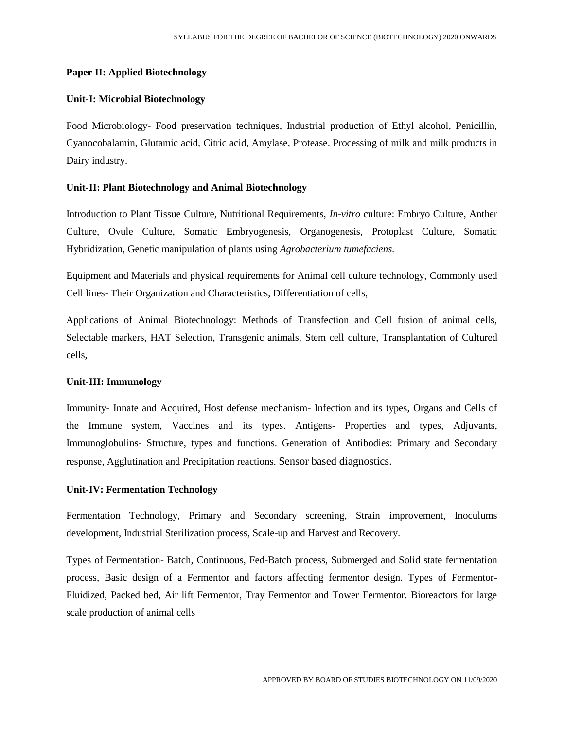**Paper II: Applied Biotechnology**

**Unit-I: Microbial Biotechnology**

Food Microbiology- Food preservation techniques, Industrial production of Ethyl alcohol, Penicillin, Cyanocobalamin, Glutamic acid, Citric acid, Amylase, Protease. Processing of milk and milk products in Dairy industry.

**Unit-II: Plant Biotechnology and Animal Biotechnology**

Introduction to Plant Tissue Culture, Nutritional Requirements, *In-vitro* culture: Embryo Culture, Anther Culture, Ovule Culture, Somatic Embryogenesis, Organogenesis, Protoplast Culture, Somatic Hybridization, Genetic manipulation of plants using *Agrobacterium tumefaciens.*

Equipment and Materials and physical requirements for Animal cell culture technology, Commonly used Cell lines- Their Organization and Characteristics, Differentiation of cells,

Applications of Animal Biotechnology: Methods of Transfection and Cell fusion of animal cells, Selectable markers, HAT Selection, Transgenic animals, Stem cell culture, Transplantation of Cultured cells,

**Unit-III: Immunology**

Immunity- Innate and Acquired, Host defense mechanism- Infection and its types, Organs and Cells of the Immune system, Vaccines and its types. Antigens- Properties and types, Adjuvants, Immunoglobulins- Structure, types and functions. Generation of Antibodies: Primary and Secondary response, Agglutination and Precipitation reactions. Sensor based diagnostics.

**Unit-IV: Fermentation Technology**

Fermentation Technology, Primary and Secondary screening, Strain improvement, Inoculums development, Industrial Sterilization process, Scale-up and Harvest and Recovery.

Types of Fermentation- Batch, Continuous, Fed-Batch process, Submerged and Solid state fermentation process, Basic design of a Fermentor and factors affecting fermentor design. Types of Fermentor- Fluidized, Packed bed, Air lift Fermentor, Tray Fermentor and Tower Fermentor. Bioreactors for large scale production of animal cells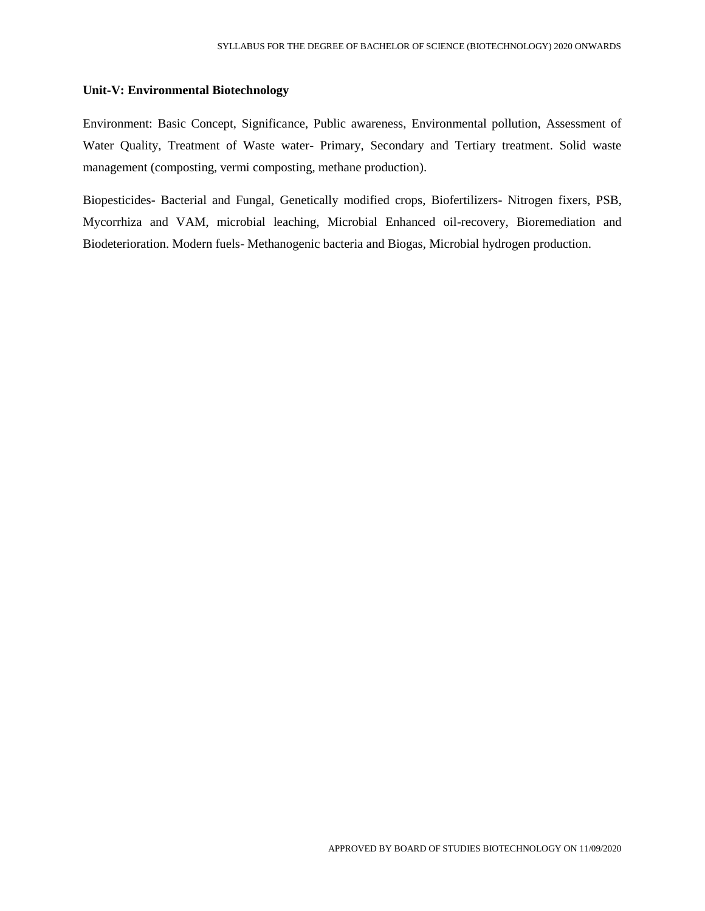**Unit-V: Environmental Biotechnology**

Environment: Basic Concept, Significance, Public awareness, Environmental pollution, Assessment of Water Quality, Treatment of Waste water- Primary, Secondary and Tertiary treatment. Solid waste management (composting, vermi composting, methane production).

Biopesticides- Bacterial and Fungal, Genetically modified crops, Biofertilizers- Nitrogen fixers, PSB, Mycorrhiza and VAM, microbial leaching, Microbial Enhanced oil-recovery, Bioremediation and Biodeterioration. Modern fuels- Methanogenic bacteria and Biogas, Microbial hydrogen production.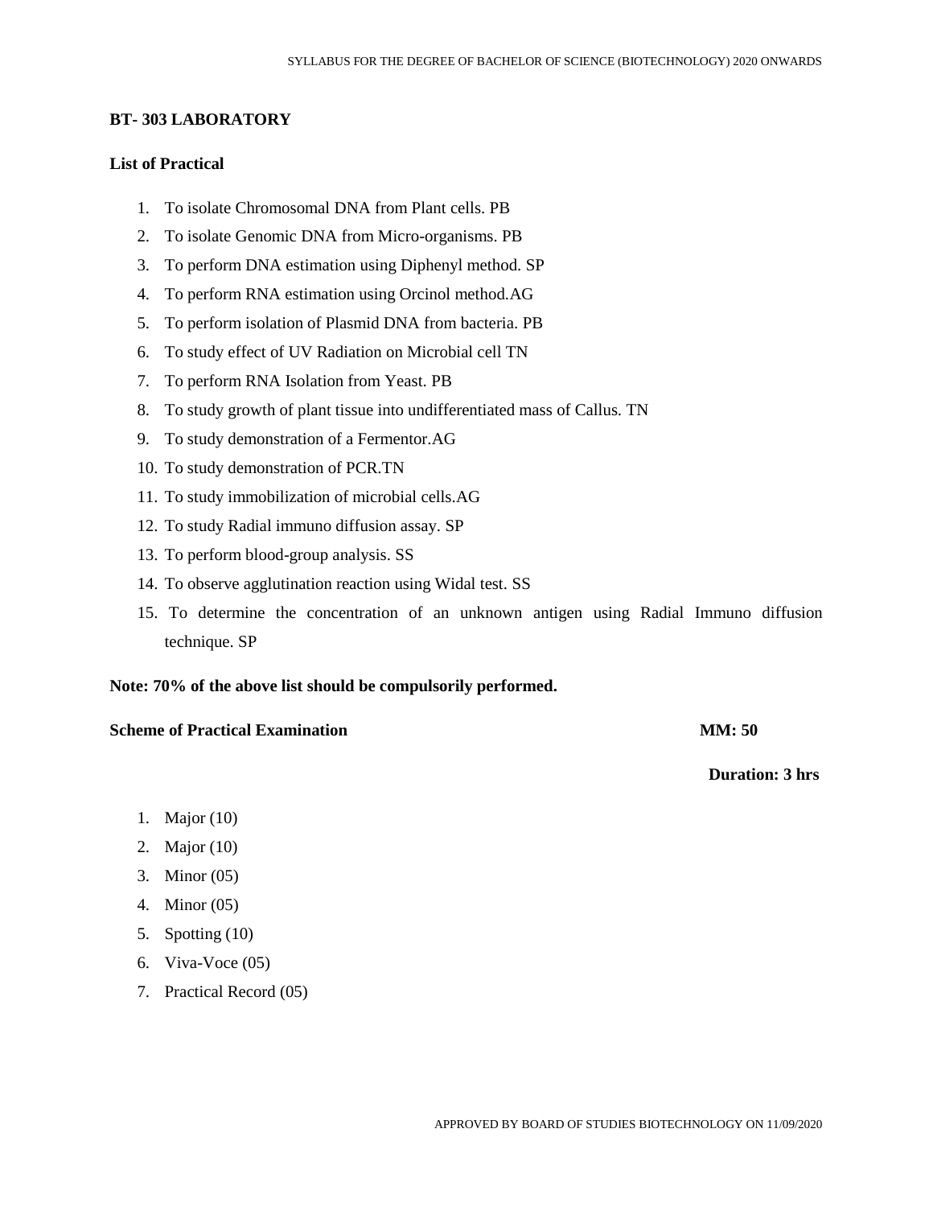**BT- 303 LABORATORY**

**List of Practical**

1. To isolate Chromosomal DNA from Plant cells. PB
2. To isolate Genomic DNA from Micro-organisms. PB
3. To perform DNA estimation using Diphenyl method. SP
4. To perform RNA estimation using Orcinol method.AG
5. To perform isolation of Plasmid DNA from bacteria. PB
6. To study effect of UV Radiation on Microbial cell TN
7. To perform RNA Isolation from Yeast. PB
8. To study growth of plant tissue into undifferentiated mass of Callus. TN
9. To study demonstration of a Fermentor.AG
10. To study demonstration of PCR.TN
11. To study immobilization of microbial cells.AG
12. To study Radial immuno diffusion assay. SP
13. To perform blood-group analysis. SS
14. To observe agglutination reaction using Widal test. SS
15. To determine the concentration of an unknown antigen using Radial Immuno diffusion technique. SP

**Note: 70% of the above list should be compulsorily performed.**

**Scheme of Practical Examination** **MM: 50**

**Duration: 3 hrs**

1. Major (10)
2. Major (10)
3. Minor (05)
4. Minor (05)
5. Spotting (10)
6. Viva-Voce (05)
7. Practical Record (05)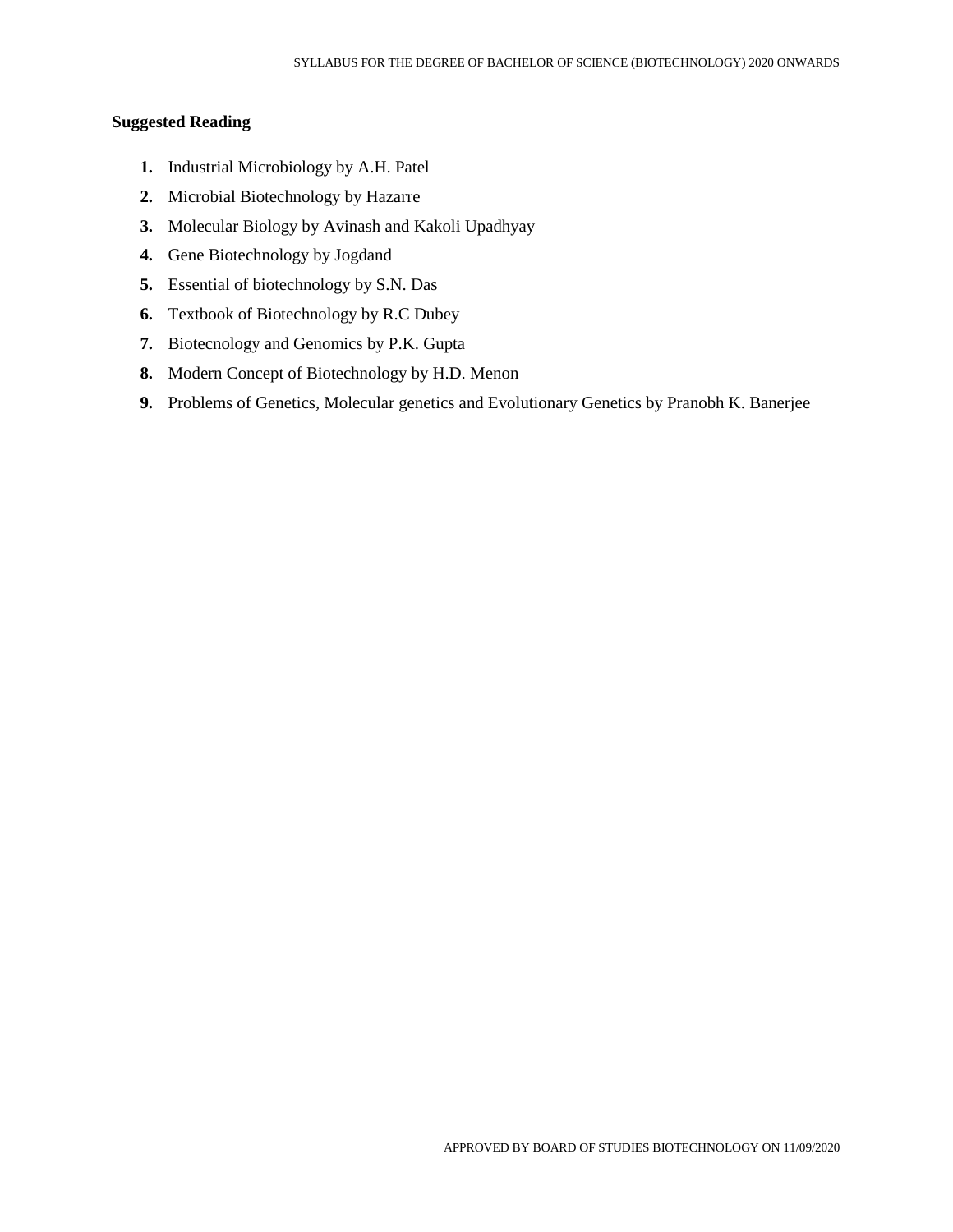**Suggested Reading**

1. Industrial Microbiology by A.H. Patel
2. Microbial Biotechnology by Hazarre
3. Molecular Biology by Avinash and Kakoli Upadhyay
4. Gene Biotechnology by Jogdand
5. Essential of biotechnology by S.N. Das
6. Textbook of Biotechnology by R.C Dubey
7. Biotecnology and Genomics by P.K. Gupta
8. Modern Concept of Biotechnology by H.D. Menon
9. Problems of Genetics, Molecular genetics and Evolutionary Genetics by Pranobh K. Banerjee